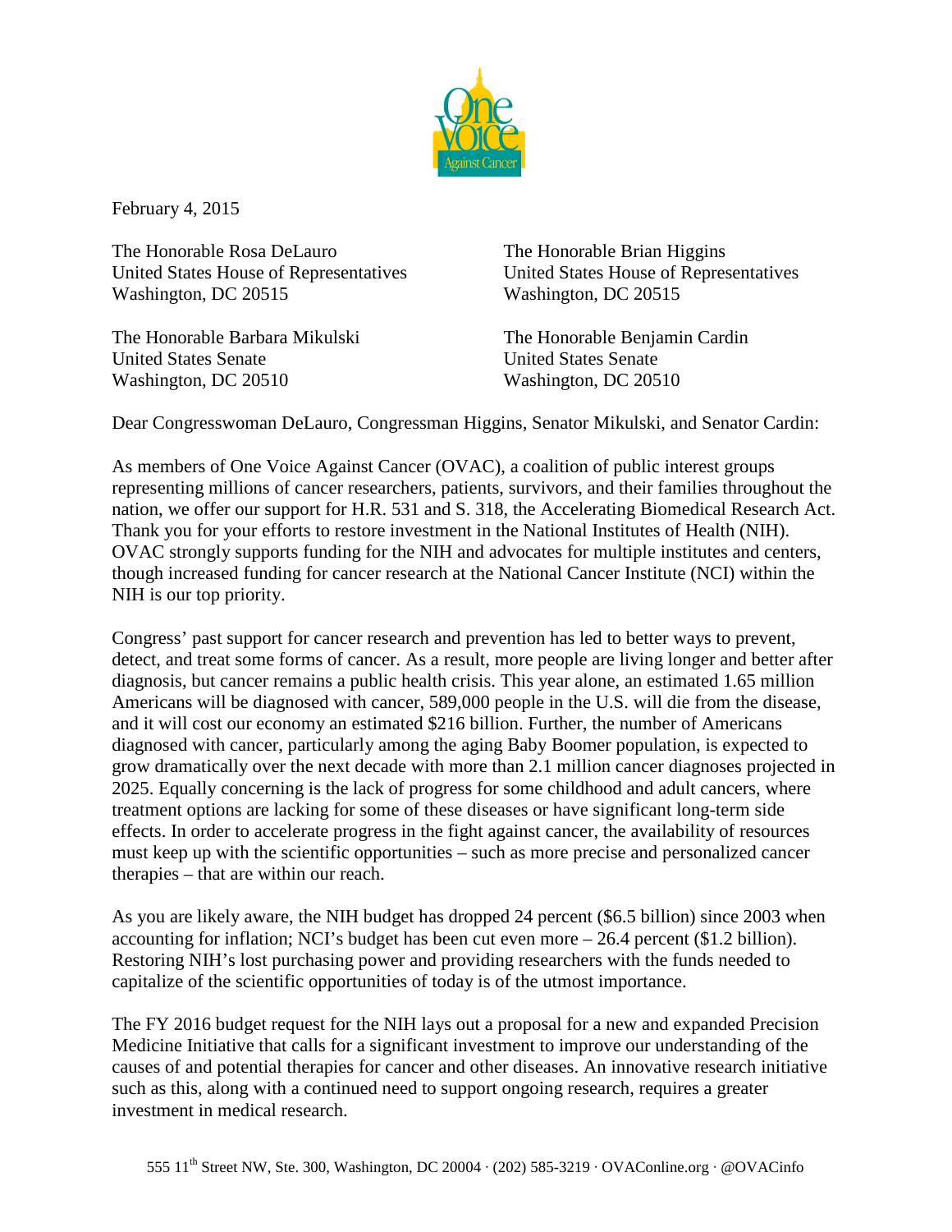February 4, 2015

The Honorable Rosa DeLauro
United States House of Representatives
Washington, DC 20515

The Honorable Brian Higgins
United States House of Representatives
Washington, DC 20515

The Honorable Barbara Mikulski
United States Senate
Washington, DC 20510

The Honorable Benjamin Cardin
United States Senate
Washington, DC 20510

Dear Congresswoman DeLauro, Congressman Higgins, Senator Mikulski, and Senator Cardin:

As members of One Voice Against Cancer (OVAC), a coalition of public interest groups representing millions of cancer researchers, patients, survivors, and their families throughout the nation, we offer our support for H.R. 531 and S. 318, the Accelerating Biomedical Research Act. Thank you for your efforts to restore investment in the National Institutes of Health (NIH). OVAC strongly supports funding for the NIH and advocates for multiple institutes and centers, though increased funding for cancer research at the National Cancer Institute (NCI) within the NIH is our top priority.

Congress' past support for cancer research and prevention has led to better ways to prevent, detect, and treat some forms of cancer. As a result, more people are living longer and better after diagnosis, but cancer remains a public health crisis. This year alone, an estimated 1.65 million Americans will be diagnosed with cancer, 589,000 people in the U.S. will die from the disease, and it will cost our economy an estimated $216 billion. Further, the number of Americans diagnosed with cancer, particularly among the aging Baby Boomer population, is expected to grow dramatically over the next decade with more than 2.1 million cancer diagnoses projected in 2025. Equally concerning is the lack of progress for some childhood and adult cancers, where treatment options are lacking for some of these diseases or have significant long-term side effects. In order to accelerate progress in the fight against cancer, the availability of resources must keep up with the scientific opportunities – such as more precise and personalized cancer therapies – that are within our reach.

As you are likely aware, the NIH budget has dropped 24 percent ($6.5 billion) since 2003 when accounting for inflation; NCI's budget has been cut even more – 26.4 percent ($1.2 billion). Restoring NIH's lost purchasing power and providing researchers with the funds needed to capitalize of the scientific opportunities of today is of the utmost importance.

The FY 2016 budget request for the NIH lays out a proposal for a new and expanded Precision Medicine Initiative that calls for a significant investment to improve our understanding of the causes of and potential therapies for cancer and other diseases. An innovative research initiative such as this, along with a continued need to support ongoing research, requires a greater investment in medical research.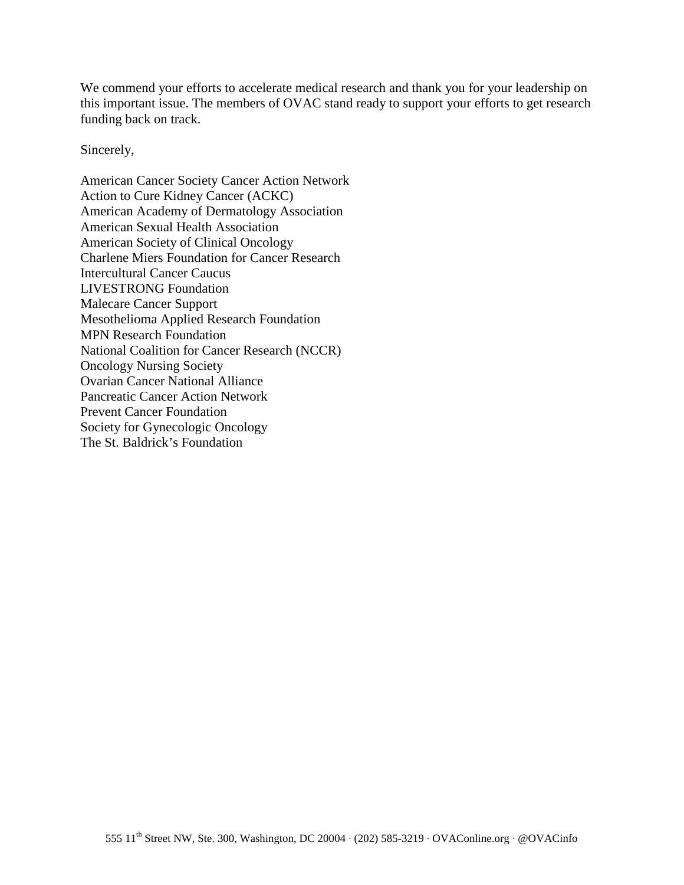We commend your efforts to accelerate medical research and thank you for your leadership on this important issue. The members of OVAC stand ready to support your efforts to get research funding back on track.

Sincerely,

American Cancer Society Cancer Action Network
Action to Cure Kidney Cancer (ACKC)
American Academy of Dermatology Association
American Sexual Health Association
American Society of Clinical Oncology
Charlene Miers Foundation for Cancer Research
Intercultural Cancer Caucus
LIVESTRONG Foundation
Malecare Cancer Support
Mesothelioma Applied Research Foundation
MPN Research Foundation
National Coalition for Cancer Research (NCCR)
Oncology Nursing Society
Ovarian Cancer National Alliance
Pancreatic Cancer Action Network
Prevent Cancer Foundation
Society for Gynecologic Oncology
The St. Baldrick's Foundation